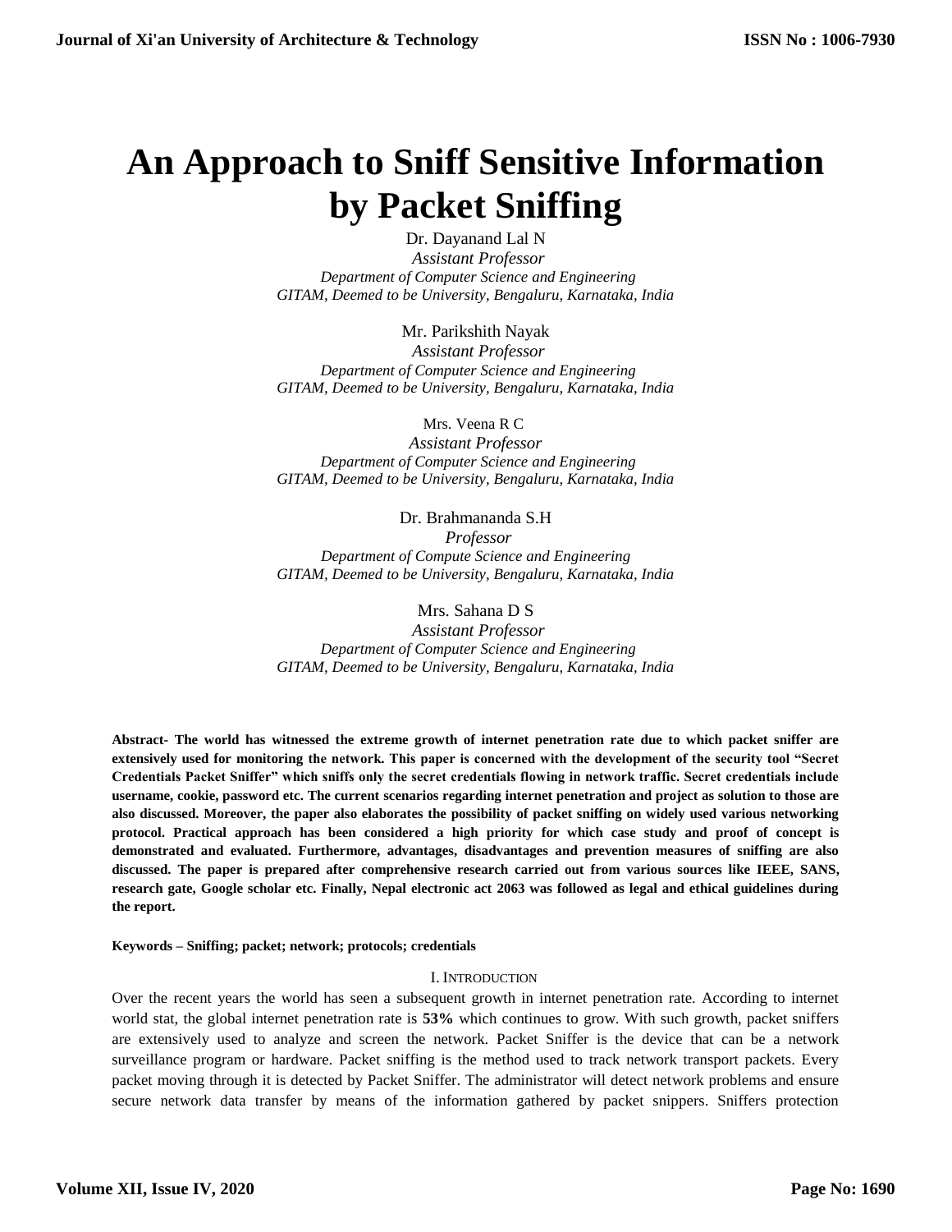# An Approach to Sniff Sensitive Information by Packet Sniffing

Dr. Dayanand Lal N
*Assistant Professor*
*Department of Computer Science and Engineering*
*GITAM, Deemed to be University, Bengaluru, Karnataka, India*

Mr. Parikshith Nayak
*Assistant Professor*
*Department of Computer Science and Engineering*
*GITAM, Deemed to be University, Bengaluru, Karnataka, India*

Mrs. Veena R C
*Assistant Professor*
*Department of Computer Science and Engineering*
*GITAM, Deemed to be University, Bengaluru, Karnataka, India*

Dr. Brahmananda S.H
*Professor*
*Department of Compute Science and Engineering*
*GITAM, Deemed to be University, Bengaluru, Karnataka, India*

Mrs. Sahana D S
*Assistant Professor*
*Department of Computer Science and Engineering*
*GITAM, Deemed to be University, Bengaluru, Karnataka, India*

**Abstract- The world has witnessed the extreme growth of internet penetration rate due to which packet sniffer are extensively used for monitoring the network. This paper is concerned with the development of the security tool "Secret Credentials Packet Sniffer" which sniffs only the secret credentials flowing in network traffic. Secret credentials include username, cookie, password etc. The current scenarios regarding internet penetration and project as solution to those are also discussed. Moreover, the paper also elaborates the possibility of packet sniffing on widely used various networking protocol. Practical approach has been considered a high priority for which case study and proof of concept is demonstrated and evaluated. Furthermore, advantages, disadvantages and prevention measures of sniffing are also discussed. The paper is prepared after comprehensive research carried out from various sources like IEEE, SANS, research gate, Google scholar etc. Finally, Nepal electronic act 2063 was followed as legal and ethical guidelines during the report.**

**Keywords – Sniffing; packet; network; protocols; credentials**

## I. Introduction

Over the recent years the world has seen a subsequent growth in internet penetration rate. According to internet world stat, the global internet penetration rate is **53%** which continues to grow. With such growth, packet sniffers are extensively used to analyze and screen the network. Packet Sniffer is the device that can be a network surveillance program or hardware. Packet sniffing is the method used to track network transport packets. Every packet moving through it is detected by Packet Sniffer. The administrator will detect network problems and ensure secure network data transfer by means of the information gathered by packet snippers. Sniffers protection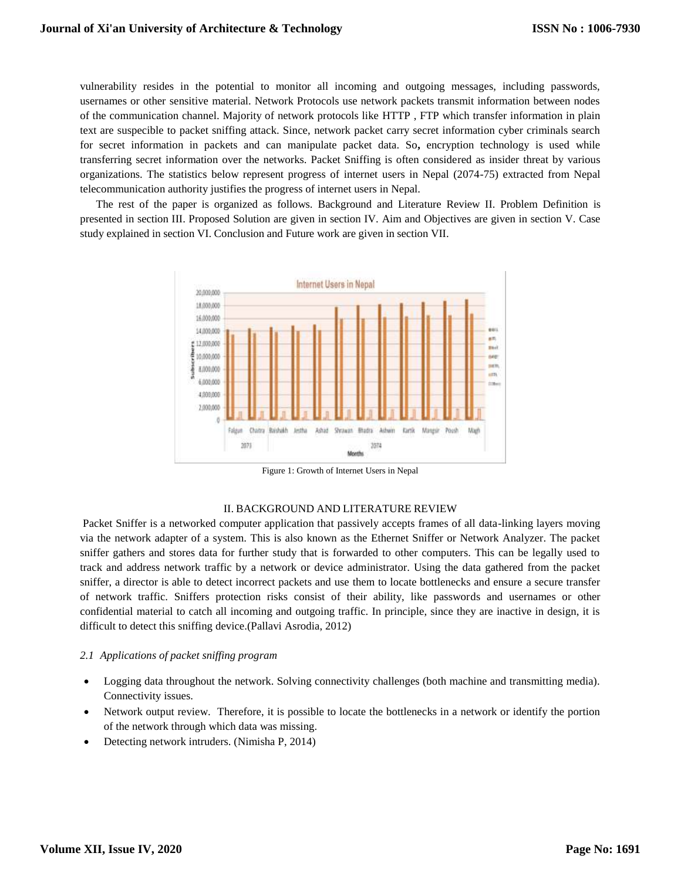vulnerability resides in the potential to monitor all incoming and outgoing messages, including passwords, usernames or other sensitive material. Network Protocols use network packets transmit information between nodes of the communication channel. Majority of network protocols like HTTP , FTP which transfer information in plain text are suspecible to packet sniffing attack. Since, network packet carry secret information cyber criminals search for secret information in packets and can manipulate packet data. So**,** encryption technology is used while transferring secret information over the networks. Packet Sniffing is often considered as insider threat by various organizations. The statistics below represent progress of internet users in Nepal (2074-75) extracted from Nepal telecommunication authority justifies the progress of internet users in Nepal.

The rest of the paper is organized as follows. Background and Literature Review II. Problem Definition is presented in section III. Proposed Solution are given in section IV. Aim and Objectives are given in section V. Case study explained in section VI. Conclusion and Future work are given in section VII.

Figure 1: Growth of Internet Users in Nepal

## II. BACKGROUND AND LITERATURE REVIEW

Packet Sniffer is a networked computer application that passively accepts frames of all data-linking layers moving via the network adapter of a system. This is also known as the Ethernet Sniffer or Network Analyzer. The packet sniffer gathers and stores data for further study that is forwarded to other computers. This can be legally used to track and address network traffic by a network or device administrator. Using the data gathered from the packet sniffer, a director is able to detect incorrect packets and use them to locate bottlenecks and ensure a secure transfer of network traffic. Sniffers protection risks consist of their ability, like passwords and usernames or other confidential material to catch all incoming and outgoing traffic. In principle, since they are inactive in design, it is difficult to detect this sniffing device.(Pallavi Asrodia, 2012)

### *2.1 Applications of packet sniffing program*

- Logging data throughout the network. Solving connectivity challenges (both machine and transmitting media). Connectivity issues.
- Network output review. Therefore, it is possible to locate the bottlenecks in a network or identify the portion of the network through which data was missing.
- Detecting network intruders. (Nimisha P, 2014)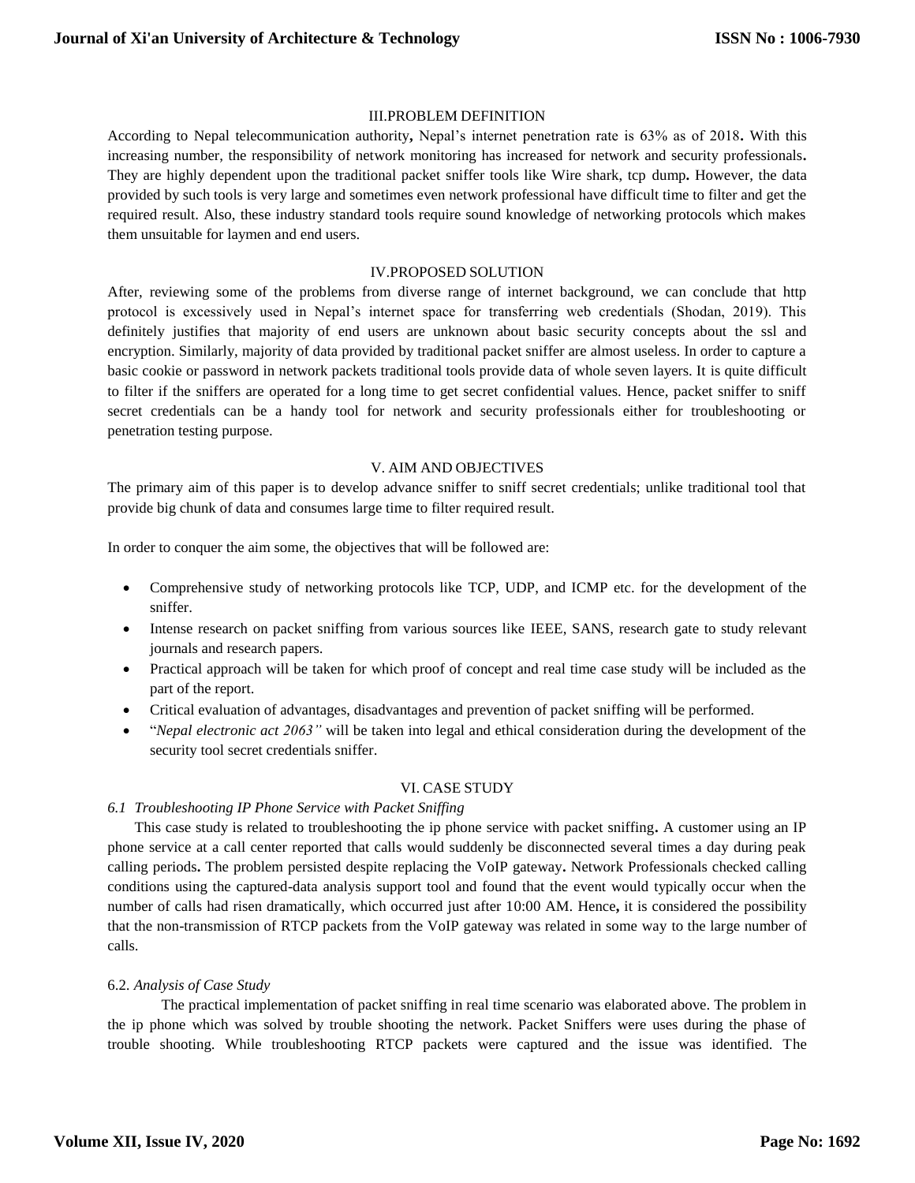## III.PROBLEM DEFINITION

According to Nepal telecommunication authority**,** Nepal's internet penetration rate is 63% as of 2018**.** With this increasing number, the responsibility of network monitoring has increased for network and security professionals**.** They are highly dependent upon the traditional packet sniffer tools like Wire shark, tcp dump**.** However, the data provided by such tools is very large and sometimes even network professional have difficult time to filter and get the required result. Also, these industry standard tools require sound knowledge of networking protocols which makes them unsuitable for laymen and end users.

## IV.PROPOSED SOLUTION

After, reviewing some of the problems from diverse range of internet background, we can conclude that http protocol is excessively used in Nepal's internet space for transferring web credentials (Shodan, 2019). This definitely justifies that majority of end users are unknown about basic security concepts about the ssl and encryption. Similarly, majority of data provided by traditional packet sniffer are almost useless. In order to capture a basic cookie or password in network packets traditional tools provide data of whole seven layers. It is quite difficult to filter if the sniffers are operated for a long time to get secret confidential values. Hence, packet sniffer to sniff secret credentials can be a handy tool for network and security professionals either for troubleshooting or penetration testing purpose.

## V. AIM AND OBJECTIVES

The primary aim of this paper is to develop advance sniffer to sniff secret credentials; unlike traditional tool that provide big chunk of data and consumes large time to filter required result.

In order to conquer the aim some, the objectives that will be followed are:

- Comprehensive study of networking protocols like TCP, UDP, and ICMP etc. for the development of the sniffer.
- Intense research on packet sniffing from various sources like IEEE, SANS, research gate to study relevant journals and research papers.
- Practical approach will be taken for which proof of concept and real time case study will be included as the part of the report.
- Critical evaluation of advantages, disadvantages and prevention of packet sniffing will be performed.
- "*Nepal electronic act 2063"* will be taken into legal and ethical consideration during the development of the security tool secret credentials sniffer.

## VI. CASE STUDY

### *6.1 Troubleshooting IP Phone Service with Packet Sniffing*

This case study is related to troubleshooting the ip phone service with packet sniffing**.** A customer using an IP phone service at a call center reported that calls would suddenly be disconnected several times a day during peak calling periods**.** The problem persisted despite replacing the VoIP gateway**.** Network Professionals checked calling conditions using the captured-data analysis support tool and found that the event would typically occur when the number of calls had risen dramatically, which occurred just after 10:00 AM. Hence**,** it is considered the possibility that the non-transmission of RTCP packets from the VoIP gateway was related in some way to the large number of calls.

### 6.2. *Analysis of Case Study*

The practical implementation of packet sniffing in real time scenario was elaborated above. The problem in the ip phone which was solved by trouble shooting the network. Packet Sniffers were uses during the phase of trouble shooting. While troubleshooting RTCP packets were captured and the issue was identified. The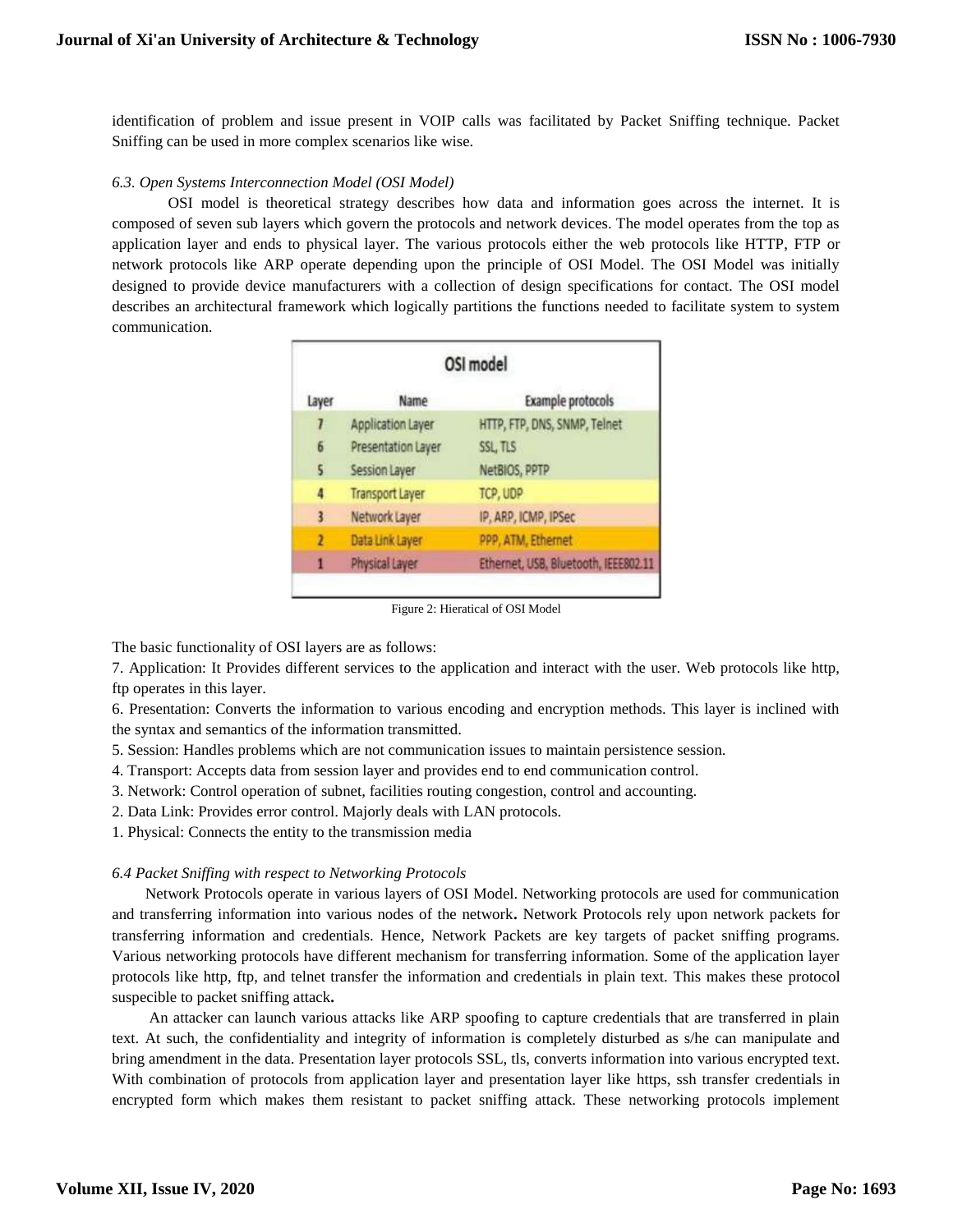identification of problem and issue present in VOIP calls was facilitated by Packet Sniffing technique. Packet Sniffing can be used in more complex scenarios like wise.

### *6.3. Open Systems Interconnection Model (OSI Model)*

OSI model is theoretical strategy describes how data and information goes across the internet. It is composed of seven sub layers which govern the protocols and network devices. The model operates from the top as application layer and ends to physical layer. The various protocols either the web protocols like HTTP, FTP or network protocols like ARP operate depending upon the principle of OSI Model. The OSI Model was initially designed to provide device manufacturers with a collection of design specifications for contact. The OSI model describes an architectural framework which logically partitions the functions needed to facilitate system to system communication.

| OSI model | | |
|---|---|---|
| Layer | Name | Example protocols |
| 7 | Application Layer | HTTP, FTP, DNS, SNMP, Telnet |
| 6 | Presentation Layer | SSL, TLS |
| 5 | Session Layer | NetBIOS, PPTP |
| 4 | Transport Layer | TCP, UDP |
| 3 | Network Layer | IP, ARP, ICMP, IPSec |
| 2 | Data Link Layer | PPP, ATM, Ethernet |
| 1 | Physical Layer | Ethernet, USB, Bluetooth, IEEE802.11 |

Figure 2: Hieratical of OSI Model

The basic functionality of OSI layers are as follows:

7. Application: It Provides different services to the application and interact with the user. Web protocols like http, ftp operates in this layer.

6. Presentation: Converts the information to various encoding and encryption methods. This layer is inclined with the syntax and semantics of the information transmitted.

5. Session: Handles problems which are not communication issues to maintain persistence session.

4. Transport: Accepts data from session layer and provides end to end communication control.

3. Network: Control operation of subnet, facilities routing congestion, control and accounting.

2. Data Link: Provides error control. Majorly deals with LAN protocols.

1. Physical: Connects the entity to the transmission media

### *6.4 Packet Sniffing with respect to Networking Protocols*

Network Protocols operate in various layers of OSI Model. Networking protocols are used for communication and transferring information into various nodes of the network**.** Network Protocols rely upon network packets for transferring information and credentials. Hence, Network Packets are key targets of packet sniffing programs. Various networking protocols have different mechanism for transferring information. Some of the application layer protocols like http, ftp, and telnet transfer the information and credentials in plain text. This makes these protocol suspecible to packet sniffing attack**.**

An attacker can launch various attacks like ARP spoofing to capture credentials that are transferred in plain text. At such, the confidentiality and integrity of information is completely disturbed as s/he can manipulate and bring amendment in the data. Presentation layer protocols SSL, tls, converts information into various encrypted text. With combination of protocols from application layer and presentation layer like https, ssh transfer credentials in encrypted form which makes them resistant to packet sniffing attack. These networking protocols implement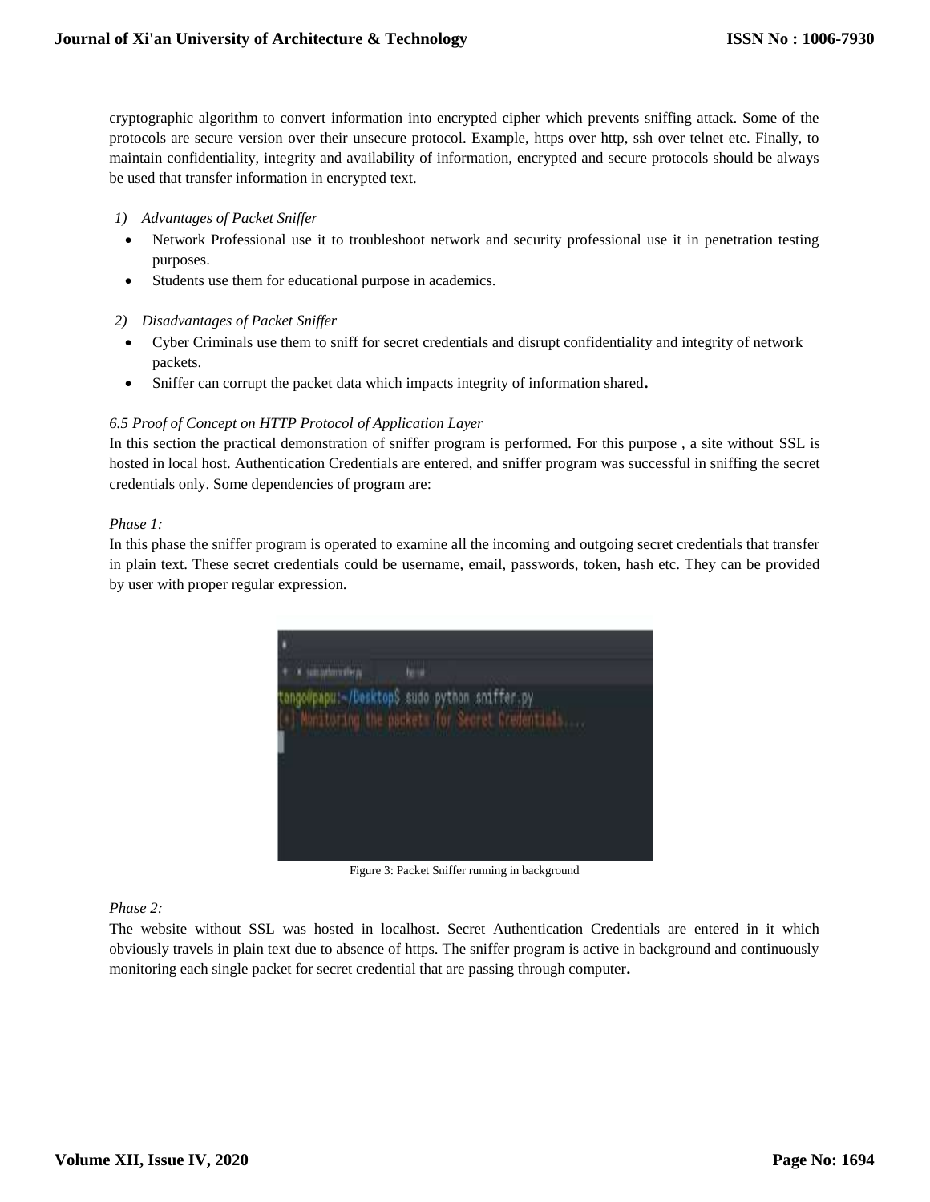cryptographic algorithm to convert information into encrypted cipher which prevents sniffing attack. Some of the protocols are secure version over their unsecure protocol. Example, https over http, ssh over telnet etc. Finally, to maintain confidentiality, integrity and availability of information, encrypted and secure protocols should be always be used that transfer information in encrypted text.

*1) Advantages of Packet Sniffer*

- Network Professional use it to troubleshoot network and security professional use it in penetration testing purposes.
- Students use them for educational purpose in academics.

*2) Disadvantages of Packet Sniffer*

- Cyber Criminals use them to sniff for secret credentials and disrupt confidentiality and integrity of network packets.
- Sniffer can corrupt the packet data which impacts integrity of information shared.

*6.5 Proof of Concept on HTTP Protocol of Application Layer*

In this section the practical demonstration of sniffer program is performed. For this purpose , a site without SSL is hosted in local host. Authentication Credentials are entered, and sniffer program was successful in sniffing the secret credentials only. Some dependencies of program are:

*Phase 1:*

In this phase the sniffer program is operated to examine all the incoming and outgoing secret credentials that transfer in plain text. These secret credentials could be username, email, passwords, token, hash etc. They can be provided by user with proper regular expression.

Figure 3: Packet Sniffer running in background

*Phase 2:*

The website without SSL was hosted in localhost. Secret Authentication Credentials are entered in it which obviously travels in plain text due to absence of https. The sniffer program is active in background and continuously monitoring each single packet for secret credential that are passing through computer.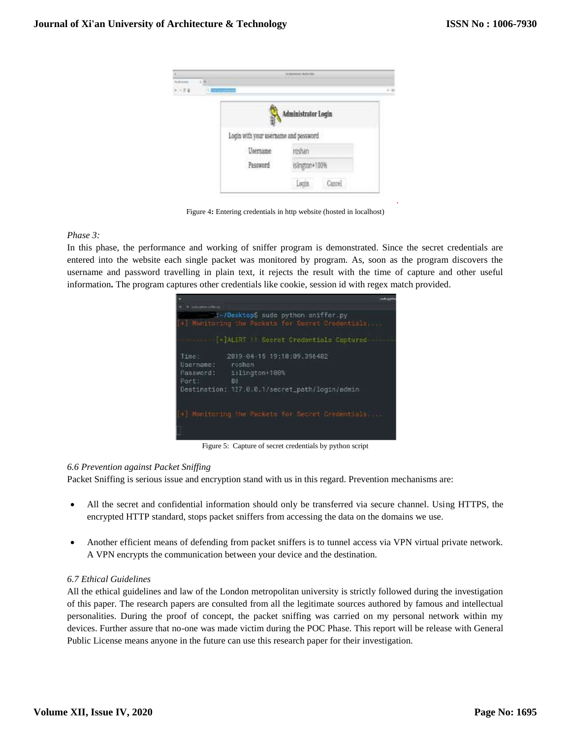Figure 4**:** Entering credentials in http website (hosted in localhost)

*Phase 3:*

In this phase, the performance and working of sniffer program is demonstrated. Since the secret credentials are entered into the website each single packet was monitored by program. As, soon as the program discovers the username and password travelling in plain text, it rejects the result with the time of capture and other useful information**.** The program captures other credentials like cookie, session id with regex match provided.

Figure 5: Capture of secret credentials by python script

*6.6 Prevention against Packet Sniffing*

Packet Sniffing is serious issue and encryption stand with us in this regard. Prevention mechanisms are:

- All the secret and confidential information should only be transferred via secure channel. Using HTTPS, the encrypted HTTP standard, stops packet sniffers from accessing the data on the domains we use.

- Another efficient means of defending from packet sniffers is to tunnel access via VPN virtual private network. A VPN encrypts the communication between your device and the destination.

*6.7 Ethical Guidelines*

All the ethical guidelines and law of the London metropolitan university is strictly followed during the investigation of this paper. The research papers are consulted from all the legitimate sources authored by famous and intellectual personalities. During the proof of concept, the packet sniffing was carried on my personal network within my devices. Further assure that no-one was made victim during the POC Phase. This report will be release with General Public License means anyone in the future can use this research paper for their investigation.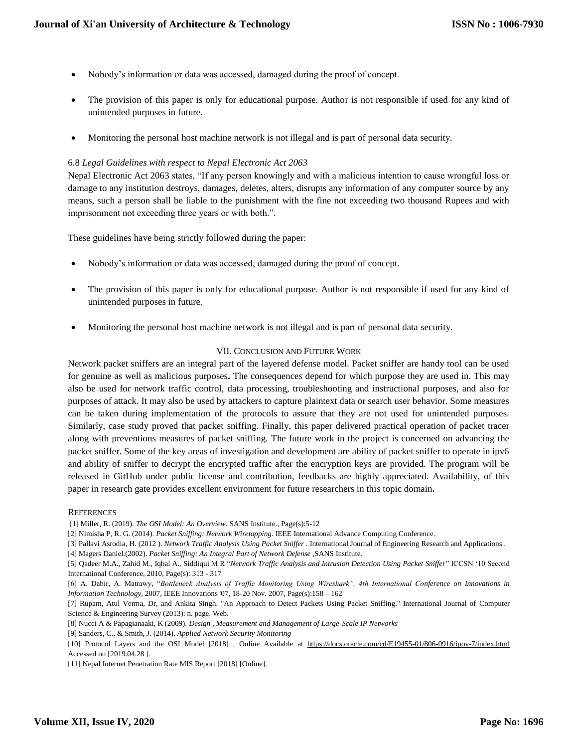- Nobody's information or data was accessed, damaged during the proof of concept.
- The provision of this paper is only for educational purpose. Author is not responsible if used for any kind of unintended purposes in future.
- Monitoring the personal host machine network is not illegal and is part of personal data security.

### 6.8 *Legal Guidelines with respect to Nepal Electronic Act 2063*

Nepal Electronic Act 2063 states, "If any person knowingly and with a malicious intention to cause wrongful loss or damage to any institution destroys, damages, deletes, alters, disrupts any information of any computer source by any means, such a person shall be liable to the punishment with the fine not exceeding two thousand Rupees and with imprisonment not exceeding three years or with both.".

These guidelines have being strictly followed during the paper:

- Nobody's information or data was accessed, damaged during the proof of concept.
- The provision of this paper is only for educational purpose. Author is not responsible if used for any kind of unintended purposes in future.
- Monitoring the personal host machine network is not illegal and is part of personal data security.

## VII. Conclusion and Future Work

Network packet sniffers are an integral part of the layered defense model. Packet sniffer are handy tool can be used for genuine as well as malicious purposes**.** The consequences depend for which purpose they are used in. This may also be used for network traffic control, data processing, troubleshooting and instructional purposes, and also for purposes of attack. It may also be used by attackers to capture plaintext data or search user behavior. Some measures can be taken during implementation of the protocols to assure that they are not used for unintended purposes. Similarly, case study proved that packet sniffing. Finally, this paper delivered practical operation of packet tracer along with preventions measures of packet sniffing. The future work in the project is concerned on advancing the packet sniffer. Some of the key areas of investigation and development are ability of packet sniffer to operate in ipv6 and ability of sniffer to decrypt the encrypted traffic after the encryption keys are provided. The program will be released in GitHub under public license and contribution, feedbacks are highly appreciated. Availability, of this paper in research gate provides excellent environment for future researchers in this topic domain**.**

## References

[1] Miller, R. (2019). *The OSI Model: An Overview*. SANS Institute., Page(s):5-12

[2] Nimisha P, R. G. (2014). *Packet Sniffing: Network Wiretapping.* IEEE International Advance Computing Conference.

[3] Pallavi Asrodia, H. (2012 ). *Network Traffic Analysis Using Packet Sniffer* . International Journal of Engineering Research and Applications .

[4] Magers Daniel.(2002). *Packet Sniffing: An Integral Part of Network Defense* ,SANS Institute.

[5] Qadeer M.A., Zahid M., Iqbal A., Siddiqui M.R "*Network Traffic Analysis and Intrusion Detection Using Packet Sniffer*" ICCSN '10 Second International Conference, 2010, Page(s): 313 - 317

[6] A. Dabir, A. Matrawy, "*Bottleneck Analysis of Traffic Monitoring Using Wireshark", 4th International Conference on Innovations in Information Technology,* 2007, IEEE Innovations '07, 18-20 Nov. 2007, Page(s):158 – 162

[7] Rupam, Atul Verma, Dr, and Ankita Singh. "An Approach to Detect Packets Using Packet Sniffing." International Journal of Computer Science & Engineering Survey (2013): n. page. Web.

[8] Nucci A & Papagianaaki, K (2009). *Design , Measurement and Management of Large-Scale IP Networks*

[9] Sanders, C., & Smith, J. (2014). *Applied Network Security Monitoring*

[10] Protocol Layers and the OSI Model [2018] , Online Available at https://docs.oracle.com/cd/E19455-01/806-0916/ipov-7/index.html Accessed on [2019.04.28 ].

[11] Nepal Internet Penetration Rate MIS Report [2018] [Online].